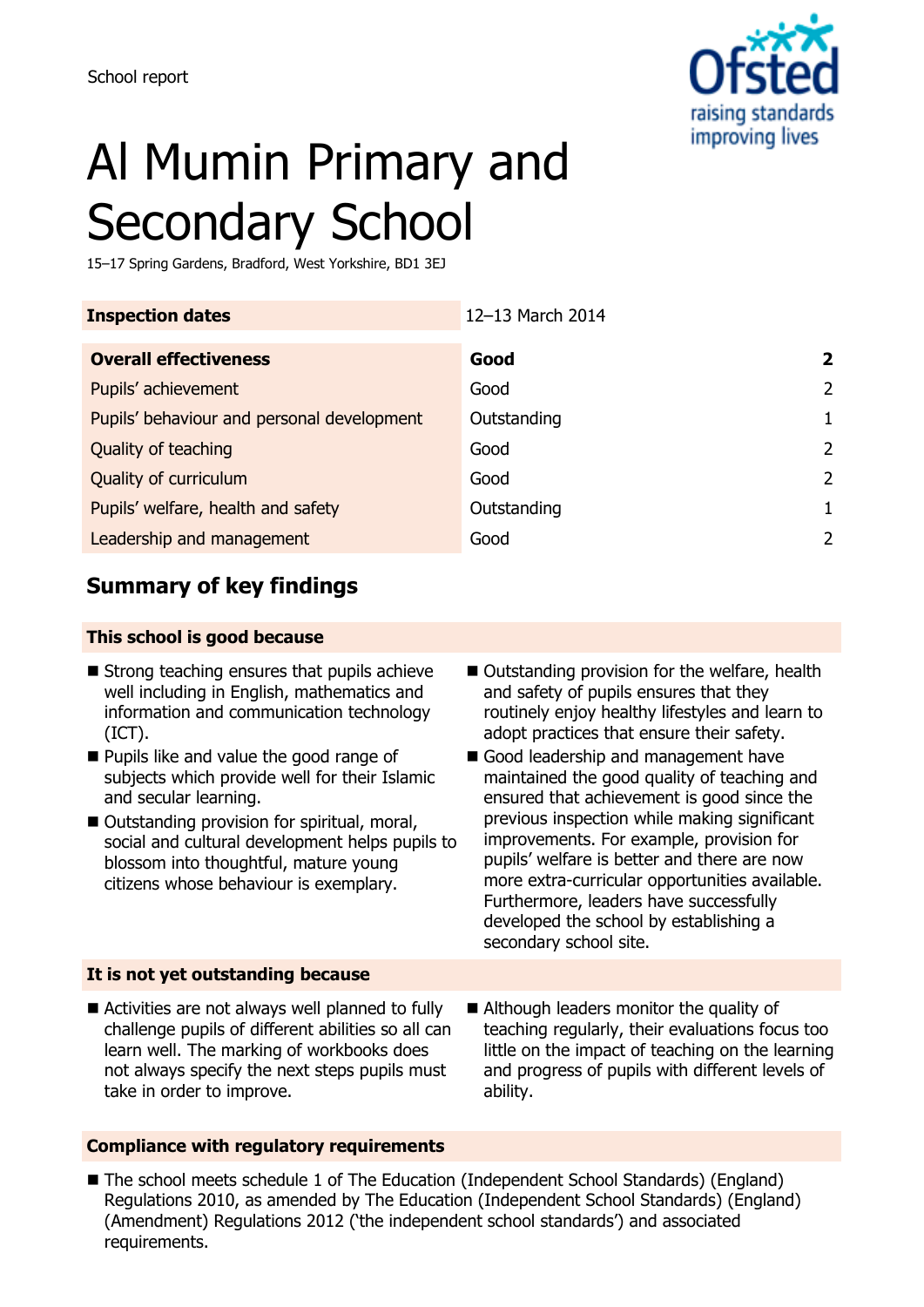School report

# Al Mumin Primary and Secondary School

15–17 Spring Gardens, Bradford, West Yorkshire, BD1 3EJ

| **Inspection dates** | 12–13 March 2014 | |
|---|---|---|
| **Overall effectiveness** | **Good** | **2** |
| Pupils' achievement | Good | 2 |
| Pupils' behaviour and personal development | Outstanding | 1 |
| Quality of teaching | Good | 2 |
| Quality of curriculum | Good | 2 |
| Pupils' welfare, health and safety | Outstanding | 1 |
| Leadership and management | Good | 2 |

## Summary of key findings

### This school is good because

- Strong teaching ensures that pupils achieve well including in English, mathematics and information and communication technology (ICT).
- Pupils like and value the good range of subjects which provide well for their Islamic and secular learning.
- Outstanding provision for spiritual, moral, social and cultural development helps pupils to blossom into thoughtful, mature young citizens whose behaviour is exemplary.
- Outstanding provision for the welfare, health and safety of pupils ensures that they routinely enjoy healthy lifestyles and learn to adopt practices that ensure their safety.
- Good leadership and management have maintained the good quality of teaching and ensured that achievement is good since the previous inspection while making significant improvements. For example, provision for pupils' welfare is better and there are now more extra-curricular opportunities available. Furthermore, leaders have successfully developed the school by establishing a secondary school site.

### It is not yet outstanding because

- Activities are not always well planned to fully challenge pupils of different abilities so all can learn well. The marking of workbooks does not always specify the next steps pupils must take in order to improve.
- Although leaders monitor the quality of teaching regularly, their evaluations focus too little on the impact of teaching on the learning and progress of pupils with different levels of ability.

### Compliance with regulatory requirements

- The school meets schedule 1 of The Education (Independent School Standards) (England) Regulations 2010, as amended by The Education (Independent School Standards) (England) (Amendment) Regulations 2012 ('the independent school standards') and associated requirements.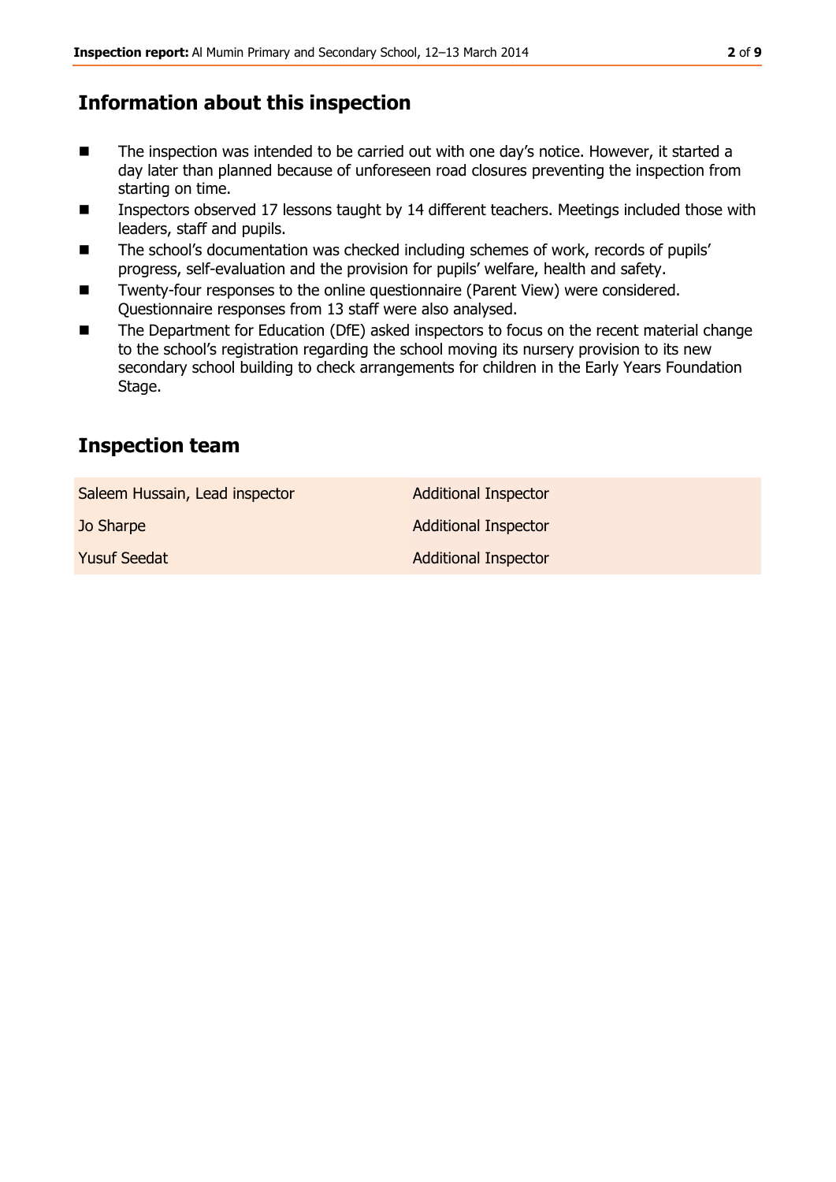## Information about this inspection

- The inspection was intended to be carried out with one day's notice. However, it started a day later than planned because of unforeseen road closures preventing the inspection from starting on time.
- Inspectors observed 17 lessons taught by 14 different teachers. Meetings included those with leaders, staff and pupils.
- The school's documentation was checked including schemes of work, records of pupils' progress, self-evaluation and the provision for pupils' welfare, health and safety.
- Twenty-four responses to the online questionnaire (Parent View) were considered. Questionnaire responses from 13 staff were also analysed.
- The Department for Education (DfE) asked inspectors to focus on the recent material change to the school's registration regarding the school moving its nursery provision to its new secondary school building to check arrangements for children in the Early Years Foundation Stage.

## Inspection team

| | |
|---|---|
| Saleem Hussain, Lead inspector | Additional Inspector |
| Jo Sharpe | Additional Inspector |
| Yusuf Seedat | Additional Inspector |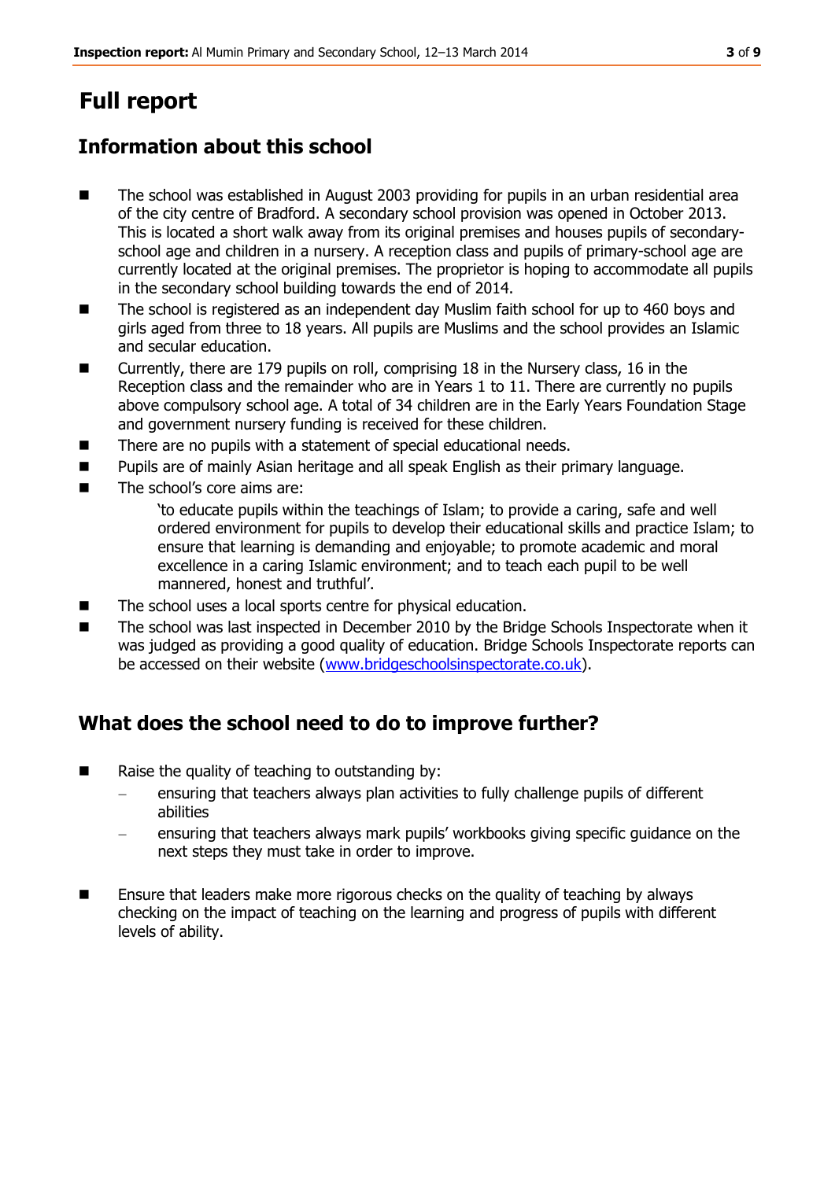# Full report

## Information about this school

- The school was established in August 2003 providing for pupils in an urban residential area of the city centre of Bradford. A secondary school provision was opened in October 2013. This is located a short walk away from its original premises and houses pupils of secondary-school age and children in a nursery. A reception class and pupils of primary-school age are currently located at the original premises. The proprietor is hoping to accommodate all pupils in the secondary school building towards the end of 2014.
- The school is registered as an independent day Muslim faith school for up to 460 boys and girls aged from three to 18 years. All pupils are Muslims and the school provides an Islamic and secular education.
- Currently, there are 179 pupils on roll, comprising 18 in the Nursery class, 16 in the Reception class and the remainder who are in Years 1 to 11. There are currently no pupils above compulsory school age. A total of 34 children are in the Early Years Foundation Stage and government nursery funding is received for these children.
- There are no pupils with a statement of special educational needs.
- Pupils are of mainly Asian heritage and all speak English as their primary language.
- The school's core aims are:

  'to educate pupils within the teachings of Islam; to provide a caring, safe and well ordered environment for pupils to develop their educational skills and practice Islam; to ensure that learning is demanding and enjoyable; to promote academic and moral excellence in a caring Islamic environment; and to teach each pupil to be well mannered, honest and truthful'.
- The school uses a local sports centre for physical education.
- The school was last inspected in December 2010 by the Bridge Schools Inspectorate when it was judged as providing a good quality of education. Bridge Schools Inspectorate reports can be accessed on their website (www.bridgeschoolsinspectorate.co.uk).

## What does the school need to do to improve further?

- Raise the quality of teaching to outstanding by:
  - ensuring that teachers always plan activities to fully challenge pupils of different abilities
  - ensuring that teachers always mark pupils' workbooks giving specific guidance on the next steps they must take in order to improve.
- Ensure that leaders make more rigorous checks on the quality of teaching by always checking on the impact of teaching on the learning and progress of pupils with different levels of ability.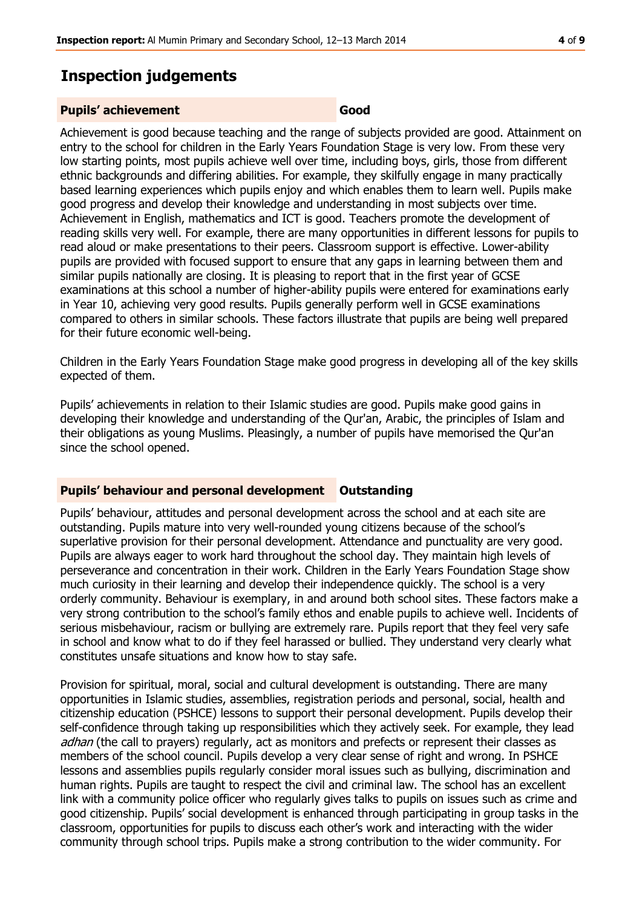## Inspection judgements

| **Pupils' achievement** | **Good** |
|---|---|

Achievement is good because teaching and the range of subjects provided are good. Attainment on entry to the school for children in the Early Years Foundation Stage is very low. From these very low starting points, most pupils achieve well over time, including boys, girls, those from different ethnic backgrounds and differing abilities. For example, they skilfully engage in many practically based learning experiences which pupils enjoy and which enables them to learn well. Pupils make good progress and develop their knowledge and understanding in most subjects over time. Achievement in English, mathematics and ICT is good. Teachers promote the development of reading skills very well. For example, there are many opportunities in different lessons for pupils to read aloud or make presentations to their peers. Classroom support is effective. Lower-ability pupils are provided with focused support to ensure that any gaps in learning between them and similar pupils nationally are closing. It is pleasing to report that in the first year of GCSE examinations at this school a number of higher-ability pupils were entered for examinations early in Year 10, achieving very good results. Pupils generally perform well in GCSE examinations compared to others in similar schools. These factors illustrate that pupils are being well prepared for their future economic well-being.

Children in the Early Years Foundation Stage make good progress in developing all of the key skills expected of them.

Pupils' achievements in relation to their Islamic studies are good. Pupils make good gains in developing their knowledge and understanding of the Qur'an, Arabic, the principles of Islam and their obligations as young Muslims. Pleasingly, a number of pupils have memorised the Qur'an since the school opened.

| **Pupils' behaviour and personal development** | **Outstanding** |
|---|---|

Pupils' behaviour, attitudes and personal development across the school and at each site are outstanding. Pupils mature into very well-rounded young citizens because of the school's superlative provision for their personal development. Attendance and punctuality are very good. Pupils are always eager to work hard throughout the school day. They maintain high levels of perseverance and concentration in their work. Children in the Early Years Foundation Stage show much curiosity in their learning and develop their independence quickly. The school is a very orderly community. Behaviour is exemplary, in and around both school sites. These factors make a very strong contribution to the school's family ethos and enable pupils to achieve well. Incidents of serious misbehaviour, racism or bullying are extremely rare. Pupils report that they feel very safe in school and know what to do if they feel harassed or bullied. They understand very clearly what constitutes unsafe situations and know how to stay safe.

Provision for spiritual, moral, social and cultural development is outstanding. There are many opportunities in Islamic studies, assemblies, registration periods and personal, social, health and citizenship education (PSHCE) lessons to support their personal development. Pupils develop their self-confidence through taking up responsibilities which they actively seek. For example, they lead *adhan* (the call to prayers) regularly, act as monitors and prefects or represent their classes as members of the school council. Pupils develop a very clear sense of right and wrong. In PSHCE lessons and assemblies pupils regularly consider moral issues such as bullying, discrimination and human rights. Pupils are taught to respect the civil and criminal law. The school has an excellent link with a community police officer who regularly gives talks to pupils on issues such as crime and good citizenship. Pupils' social development is enhanced through participating in group tasks in the classroom, opportunities for pupils to discuss each other's work and interacting with the wider community through school trips. Pupils make a strong contribution to the wider community. For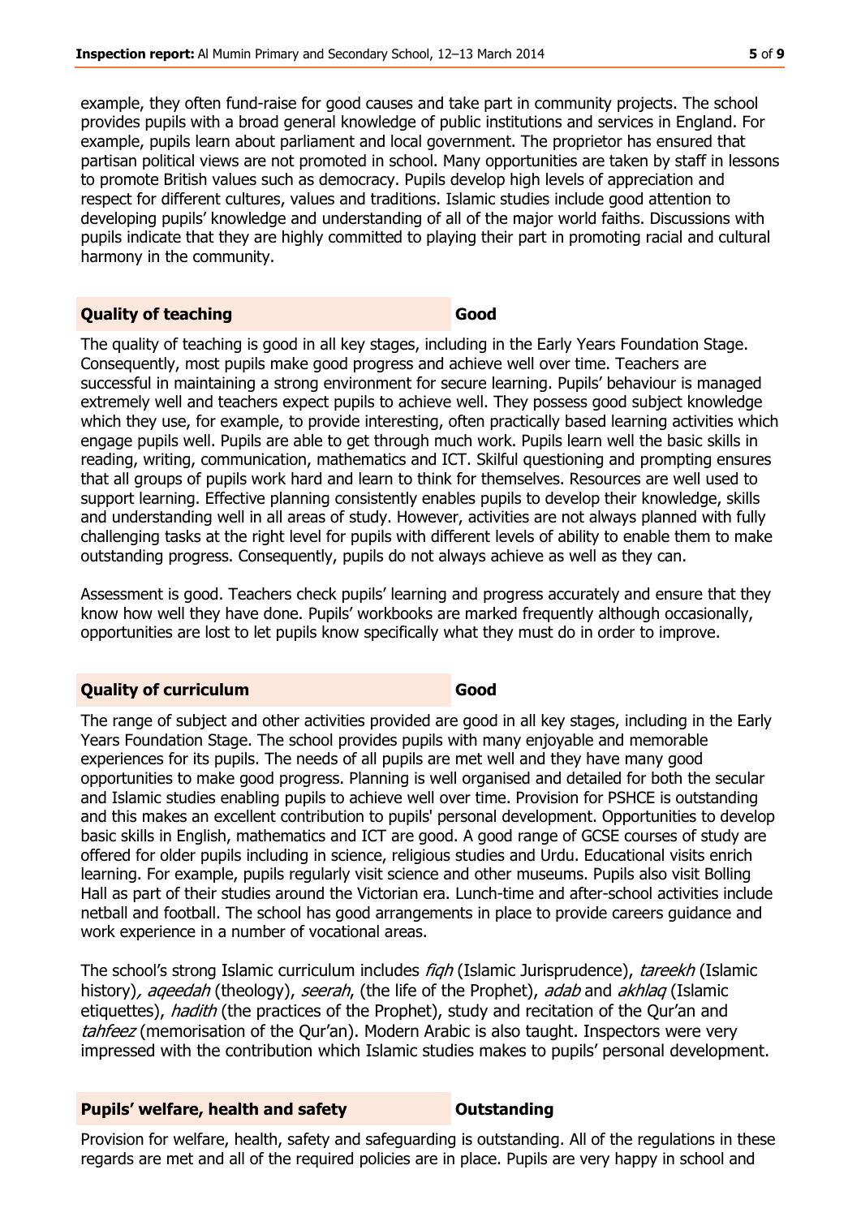example, they often fund-raise for good causes and take part in community projects. The school provides pupils with a broad general knowledge of public institutions and services in England. For example, pupils learn about parliament and local government. The proprietor has ensured that partisan political views are not promoted in school. Many opportunities are taken by staff in lessons to promote British values such as democracy. Pupils develop high levels of appreciation and respect for different cultures, values and traditions. Islamic studies include good attention to developing pupils' knowledge and understanding of all of the major world faiths. Discussions with pupils indicate that they are highly committed to playing their part in promoting racial and cultural harmony in the community.

## Quality of teaching — Good

The quality of teaching is good in all key stages, including in the Early Years Foundation Stage. Consequently, most pupils make good progress and achieve well over time. Teachers are successful in maintaining a strong environment for secure learning. Pupils' behaviour is managed extremely well and teachers expect pupils to achieve well. They possess good subject knowledge which they use, for example, to provide interesting, often practically based learning activities which engage pupils well. Pupils are able to get through much work. Pupils learn well the basic skills in reading, writing, communication, mathematics and ICT. Skilful questioning and prompting ensures that all groups of pupils work hard and learn to think for themselves. Resources are well used to support learning. Effective planning consistently enables pupils to develop their knowledge, skills and understanding well in all areas of study. However, activities are not always planned with fully challenging tasks at the right level for pupils with different levels of ability to enable them to make outstanding progress. Consequently, pupils do not always achieve as well as they can.

Assessment is good. Teachers check pupils' learning and progress accurately and ensure that they know how well they have done. Pupils' workbooks are marked frequently although occasionally, opportunities are lost to let pupils know specifically what they must do in order to improve.

## Quality of curriculum — Good

The range of subject and other activities provided are good in all key stages, including in the Early Years Foundation Stage. The school provides pupils with many enjoyable and memorable experiences for its pupils. The needs of all pupils are met well and they have many good opportunities to make good progress. Planning is well organised and detailed for both the secular and Islamic studies enabling pupils to achieve well over time. Provision for PSHCE is outstanding and this makes an excellent contribution to pupils' personal development. Opportunities to develop basic skills in English, mathematics and ICT are good. A good range of GCSE courses of study are offered for older pupils including in science, religious studies and Urdu. Educational visits enrich learning. For example, pupils regularly visit science and other museums. Pupils also visit Bolling Hall as part of their studies around the Victorian era. Lunch-time and after-school activities include netball and football. The school has good arrangements in place to provide careers guidance and work experience in a number of vocational areas.

The school's strong Islamic curriculum includes *fiqh* (Islamic Jurisprudence), *tareekh* (Islamic history), *aqeedah* (theology), *seerah*, (the life of the Prophet), *adab* and *akhlaq* (Islamic etiquettes), *hadith* (the practices of the Prophet), study and recitation of the Qur'an and *tahfeez* (memorisation of the Qur'an). Modern Arabic is also taught. Inspectors were very impressed with the contribution which Islamic studies makes to pupils' personal development.

## Pupils' welfare, health and safety — Outstanding

Provision for welfare, health, safety and safeguarding is outstanding. All of the regulations in these regards are met and all of the required policies are in place. Pupils are very happy in school and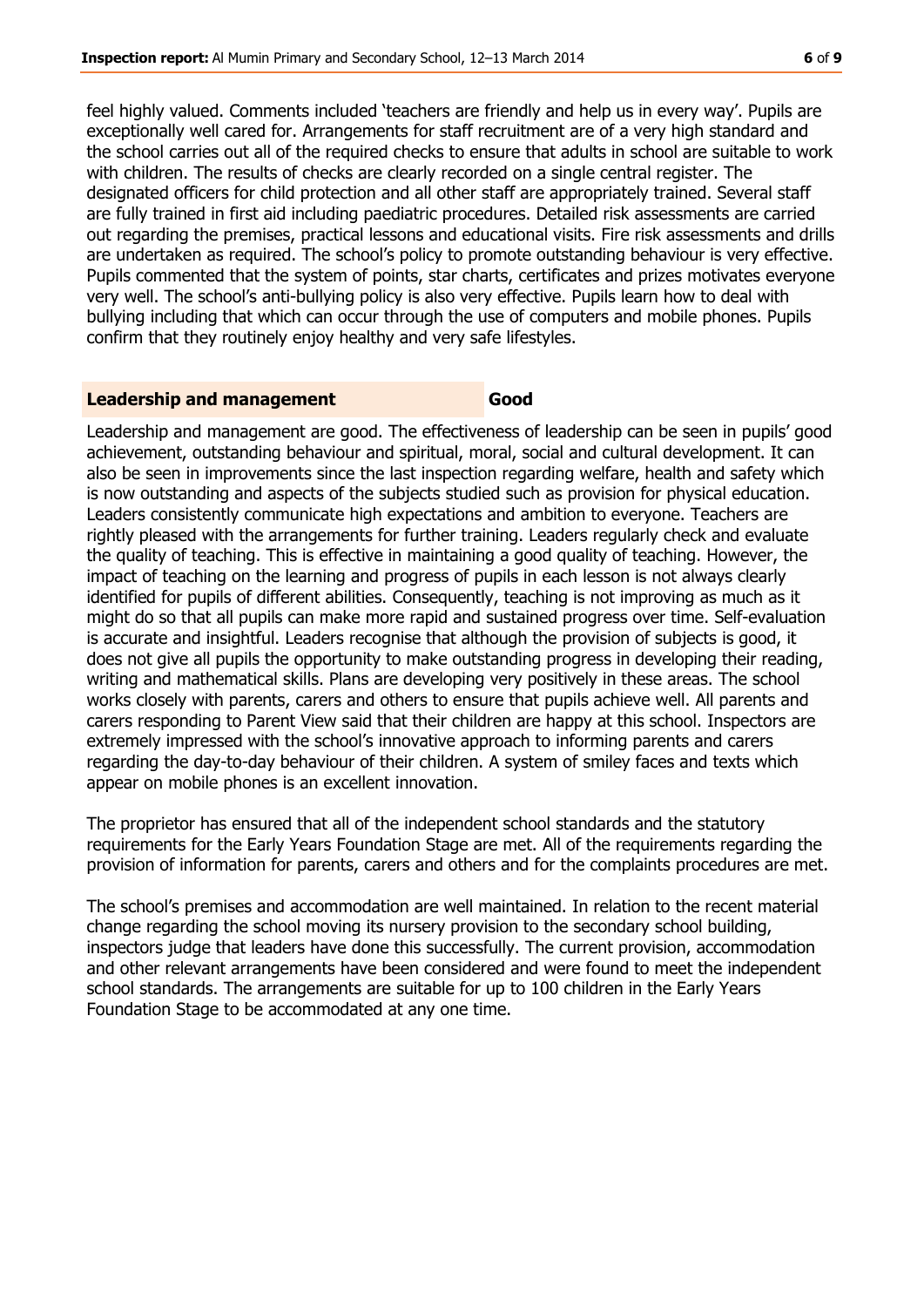feel highly valued. Comments included 'teachers are friendly and help us in every way'. Pupils are exceptionally well cared for. Arrangements for staff recruitment are of a very high standard and the school carries out all of the required checks to ensure that adults in school are suitable to work with children. The results of checks are clearly recorded on a single central register. The designated officers for child protection and all other staff are appropriately trained. Several staff are fully trained in first aid including paediatric procedures. Detailed risk assessments are carried out regarding the premises, practical lessons and educational visits. Fire risk assessments and drills are undertaken as required. The school's policy to promote outstanding behaviour is very effective. Pupils commented that the system of points, star charts, certificates and prizes motivates everyone very well. The school's anti-bullying policy is also very effective. Pupils learn how to deal with bullying including that which can occur through the use of computers and mobile phones. Pupils confirm that they routinely enjoy healthy and very safe lifestyles.

## Leadership and management — Good

Leadership and management are good. The effectiveness of leadership can be seen in pupils' good achievement, outstanding behaviour and spiritual, moral, social and cultural development. It can also be seen in improvements since the last inspection regarding welfare, health and safety which is now outstanding and aspects of the subjects studied such as provision for physical education. Leaders consistently communicate high expectations and ambition to everyone. Teachers are rightly pleased with the arrangements for further training. Leaders regularly check and evaluate the quality of teaching. This is effective in maintaining a good quality of teaching. However, the impact of teaching on the learning and progress of pupils in each lesson is not always clearly identified for pupils of different abilities. Consequently, teaching is not improving as much as it might do so that all pupils can make more rapid and sustained progress over time. Self-evaluation is accurate and insightful. Leaders recognise that although the provision of subjects is good, it does not give all pupils the opportunity to make outstanding progress in developing their reading, writing and mathematical skills. Plans are developing very positively in these areas. The school works closely with parents, carers and others to ensure that pupils achieve well. All parents and carers responding to Parent View said that their children are happy at this school. Inspectors are extremely impressed with the school's innovative approach to informing parents and carers regarding the day-to-day behaviour of their children. A system of smiley faces and texts which appear on mobile phones is an excellent innovation.

The proprietor has ensured that all of the independent school standards and the statutory requirements for the Early Years Foundation Stage are met. All of the requirements regarding the provision of information for parents, carers and others and for the complaints procedures are met.

The school's premises and accommodation are well maintained. In relation to the recent material change regarding the school moving its nursery provision to the secondary school building, inspectors judge that leaders have done this successfully. The current provision, accommodation and other relevant arrangements have been considered and were found to meet the independent school standards. The arrangements are suitable for up to 100 children in the Early Years Foundation Stage to be accommodated at any one time.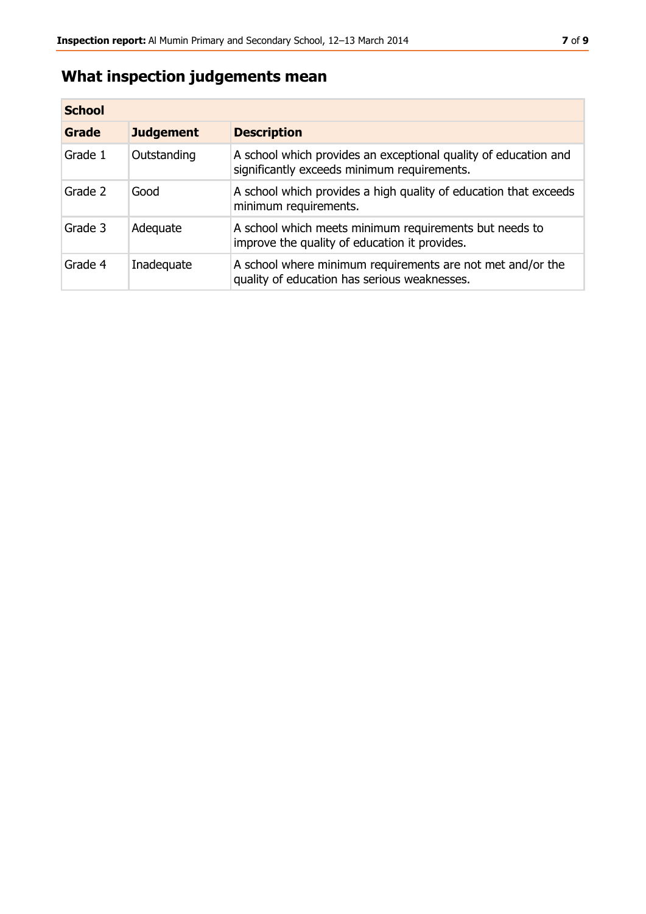## What inspection judgements mean

| School | | |
|---|---|---|
| **Grade** | **Judgement** | **Description** |
| Grade 1 | Outstanding | A school which provides an exceptional quality of education and significantly exceeds minimum requirements. |
| Grade 2 | Good | A school which provides a high quality of education that exceeds minimum requirements. |
| Grade 3 | Adequate | A school which meets minimum requirements but needs to improve the quality of education it provides. |
| Grade 4 | Inadequate | A school where minimum requirements are not met and/or the quality of education has serious weaknesses. |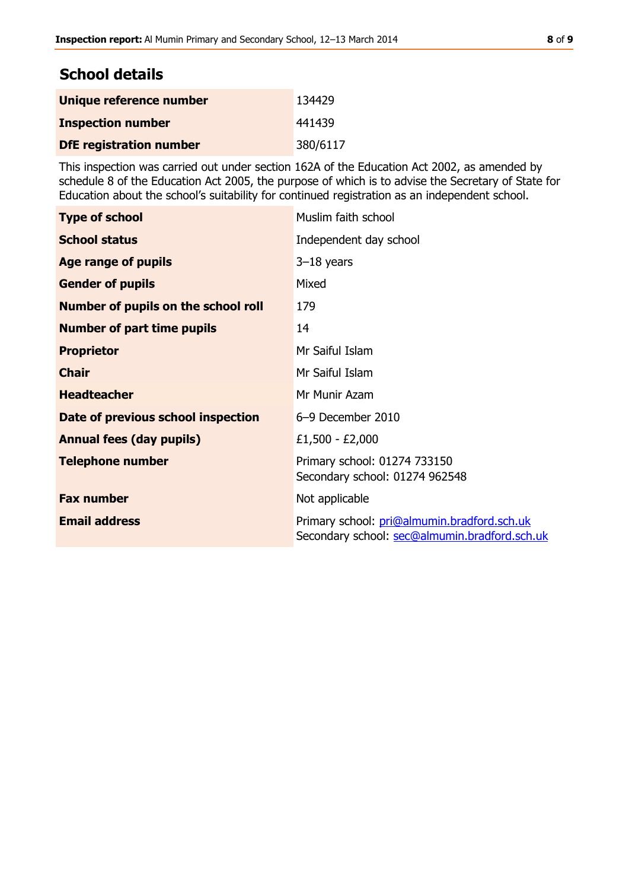## School details

| | |
|---|---|
| **Unique reference number** | 134429 |
| **Inspection number** | 441439 |
| **DfE registration number** | 380/6117 |

This inspection was carried out under section 162A of the Education Act 2002, as amended by schedule 8 of the Education Act 2005, the purpose of which is to advise the Secretary of State for Education about the school's suitability for continued registration as an independent school.

| | |
|---|---|
| **Type of school** | Muslim faith school |
| **School status** | Independent day school |
| **Age range of pupils** | 3–18 years |
| **Gender of pupils** | Mixed |
| **Number of pupils on the school roll** | 179 |
| **Number of part time pupils** | 14 |
| **Proprietor** | Mr Saiful Islam |
| **Chair** | Mr Saiful Islam |
| **Headteacher** | Mr Munir Azam |
| **Date of previous school inspection** | 6–9 December 2010 |
| **Annual fees (day pupils)** | £1,500 - £2,000 |
| **Telephone number** | Primary school: 01274 733150<br>Secondary school: 01274 962548 |
| **Fax number** | Not applicable |
| **Email address** | Primary school: pri@almumin.bradford.sch.uk<br>Secondary school: sec@almumin.bradford.sch.uk |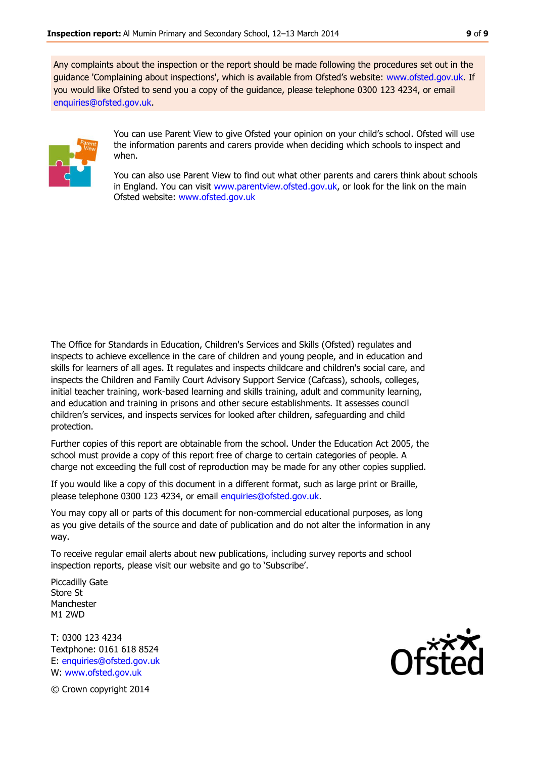Any complaints about the inspection or the report should be made following the procedures set out in the guidance 'Complaining about inspections', which is available from Ofsted's website: www.ofsted.gov.uk. If you would like Ofsted to send you a copy of the guidance, please telephone 0300 123 4234, or email enquiries@ofsted.gov.uk.

You can use Parent View to give Ofsted your opinion on your child's school. Ofsted will use the information parents and carers provide when deciding which schools to inspect and when.

You can also use Parent View to find out what other parents and carers think about schools in England. You can visit www.parentview.ofsted.gov.uk, or look for the link on the main Ofsted website: www.ofsted.gov.uk

The Office for Standards in Education, Children's Services and Skills (Ofsted) regulates and inspects to achieve excellence in the care of children and young people, and in education and skills for learners of all ages. It regulates and inspects childcare and children's social care, and inspects the Children and Family Court Advisory Support Service (Cafcass), schools, colleges, initial teacher training, work-based learning and skills training, adult and community learning, and education and training in prisons and other secure establishments. It assesses council children's services, and inspects services for looked after children, safeguarding and child protection.

Further copies of this report are obtainable from the school. Under the Education Act 2005, the school must provide a copy of this report free of charge to certain categories of people. A charge not exceeding the full cost of reproduction may be made for any other copies supplied.

If you would like a copy of this document in a different format, such as large print or Braille, please telephone 0300 123 4234, or email enquiries@ofsted.gov.uk.

You may copy all or parts of this document for non-commercial educational purposes, as long as you give details of the source and date of publication and do not alter the information in any way.

To receive regular email alerts about new publications, including survey reports and school inspection reports, please visit our website and go to 'Subscribe'.

Piccadilly Gate
Store St
Manchester
M1 2WD

T: 0300 123 4234
Textphone: 0161 618 8524
E: enquiries@ofsted.gov.uk
W: www.ofsted.gov.uk

© Crown copyright 2014